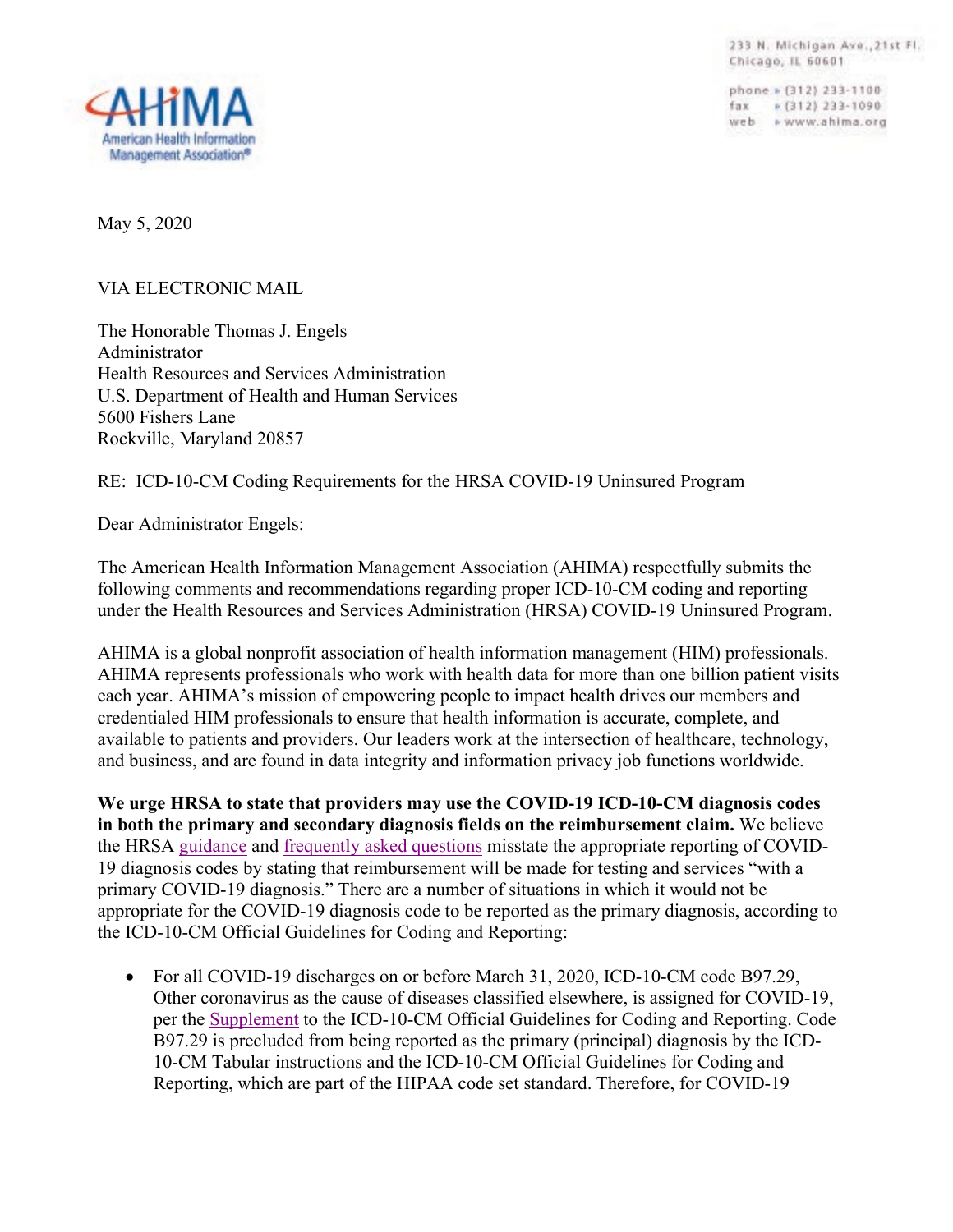AHIMA
American Health Information Management Association®

233 N. Michigan Ave., 21st Fl.
Chicago, IL 60601

phone » (312) 233-1100
fax » (312) 233-1090
web » www.ahima.org

May 5, 2020

VIA ELECTRONIC MAIL

The Honorable Thomas J. Engels
Administrator
Health Resources and Services Administration
U.S. Department of Health and Human Services
5600 Fishers Lane
Rockville, Maryland 20857

RE: ICD-10-CM Coding Requirements for the HRSA COVID-19 Uninsured Program

Dear Administrator Engels:

The American Health Information Management Association (AHIMA) respectfully submits the following comments and recommendations regarding proper ICD-10-CM coding and reporting under the Health Resources and Services Administration (HRSA) COVID-19 Uninsured Program.

AHIMA is a global nonprofit association of health information management (HIM) professionals. AHIMA represents professionals who work with health data for more than one billion patient visits each year. AHIMA's mission of empowering people to impact health drives our members and credentialed HIM professionals to ensure that health information is accurate, complete, and available to patients and providers. Our leaders work at the intersection of healthcare, technology, and business, and are found in data integrity and information privacy job functions worldwide.

**We urge HRSA to state that providers may use the COVID-19 ICD-10-CM diagnosis codes in both the primary and secondary diagnosis fields on the reimbursement claim.** We believe the HRSA guidance and frequently asked questions misstate the appropriate reporting of COVID-19 diagnosis codes by stating that reimbursement will be made for testing and services "with a primary COVID-19 diagnosis." There are a number of situations in which it would not be appropriate for the COVID-19 diagnosis code to be reported as the primary diagnosis, according to the ICD-10-CM Official Guidelines for Coding and Reporting:

- For all COVID-19 discharges on or before March 31, 2020, ICD-10-CM code B97.29, Other coronavirus as the cause of diseases classified elsewhere, is assigned for COVID-19, per the Supplement to the ICD-10-CM Official Guidelines for Coding and Reporting. Code B97.29 is precluded from being reported as the primary (principal) diagnosis by the ICD-10-CM Tabular instructions and the ICD-10-CM Official Guidelines for Coding and Reporting, which are part of the HIPAA code set standard. Therefore, for COVID-19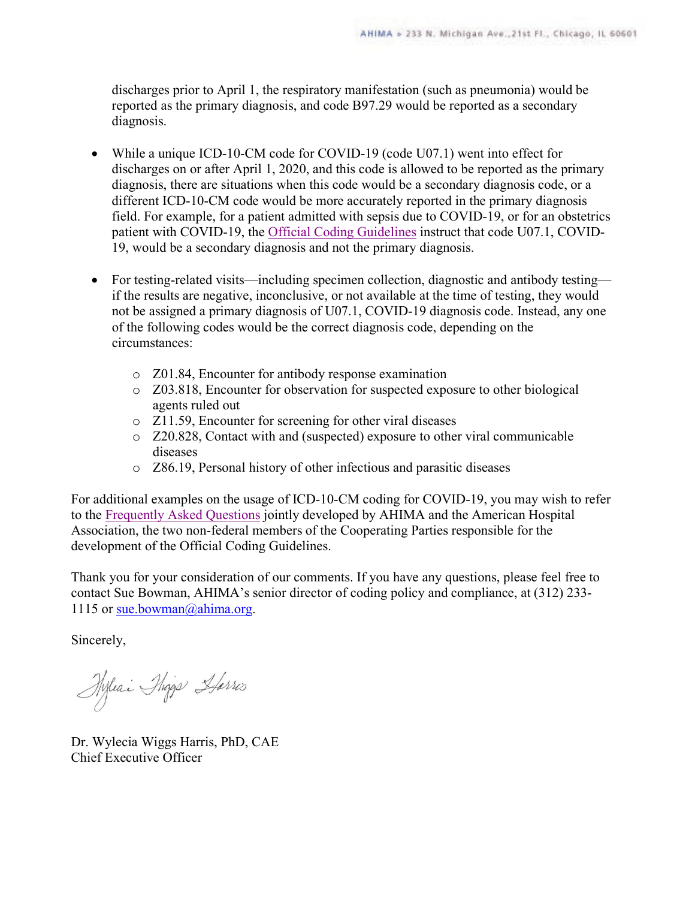discharges prior to April 1, the respiratory manifestation (such as pneumonia) would be reported as the primary diagnosis, and code B97.29 would be reported as a secondary diagnosis.

- While a unique ICD-10-CM code for COVID-19 (code U07.1) went into effect for discharges on or after April 1, 2020, and this code is allowed to be reported as the primary diagnosis, there are situations when this code would be a secondary diagnosis code, or a different ICD-10-CM code would be more accurately reported in the primary diagnosis field. For example, for a patient admitted with sepsis due to COVID-19, or for an obstetrics patient with COVID-19, the Official Coding Guidelines instruct that code U07.1, COVID-19, would be a secondary diagnosis and not the primary diagnosis.

- For testing-related visits—including specimen collection, diagnostic and antibody testing—if the results are negative, inconclusive, or not available at the time of testing, they would not be assigned a primary diagnosis of U07.1, COVID-19 diagnosis code. Instead, any one of the following codes would be the correct diagnosis code, depending on the circumstances:
  - Z01.84, Encounter for antibody response examination
  - Z03.818, Encounter for observation for suspected exposure to other biological agents ruled out
  - Z11.59, Encounter for screening for other viral diseases
  - Z20.828, Contact with and (suspected) exposure to other viral communicable diseases
  - Z86.19, Personal history of other infectious and parasitic diseases

For additional examples on the usage of ICD-10-CM coding for COVID-19, you may wish to refer to the Frequently Asked Questions jointly developed by AHIMA and the American Hospital Association, the two non-federal members of the Cooperating Parties responsible for the development of the Official Coding Guidelines.

Thank you for your consideration of our comments. If you have any questions, please feel free to contact Sue Bowman, AHIMA's senior director of coding policy and compliance, at (312) 233-1115 or sue.bowman@ahima.org.

Sincerely,

Dr. Wylecia Wiggs Harris, PhD, CAE
Chief Executive Officer